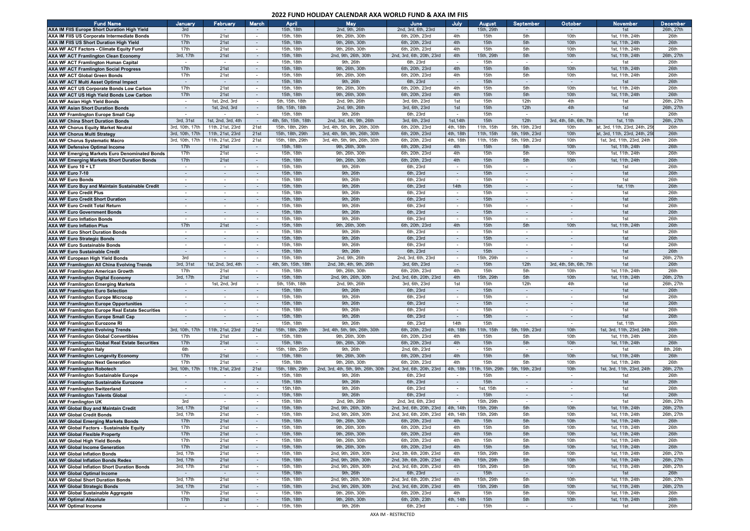# 2022 FUND HOLIDAY CALENDAR AXA WORLD FUND & AXA IM FIIS

| Fund Name | January | February | March | April | May | June | July | August | September | October | November | December |
|---|---|---|---|---|---|---|---|---|---|---|---|---|
| AXA IM FIIS Europe Short Duration High Yield | 3rd | - | - | 15th, 18th | 2nd, 9th, 26th | 2nd, 3rd, 6th, 23rd | - | 15th, 29th | - | - | 1st | 26th, 27th |
| AXA IM FIIS US Corporate Intermediate Bonds | 17th | 21st | - | 15th, 18th | 9th, 26th, 30th | 6th, 20th, 23rd | 4th | 15th | 5th | 10th | 1st, 11th, 24th | 26th |
| AXA IM FIIS US Short Duration High Yield | 17th | 21st | - | 15th, 18th | 9th, 26th, 30th | 6th, 20th, 23rd | 4th | 15th | 5th | 10th | 1st, 11th, 24th | 26th |
| AXA WF ACT Factors - Climate Equity Fund | 17th | 21st | - | 15th, 18th | 9th, 26th, 30th | 6th, 20th, 23rd | 4th | 15th | 5th | 10th | 1st, 11th, 24th | 26th |
| AXA WF ACT Framlington Clean Economy | 3rd, 17th | 21st | - | 15th, 18th | 2nd, 9th, 26th, 30th | 2nd, 3rd, 6th, 20th, 23rd | 4th | 15th, 29th | 5th | 10th | 1st, 11th, 24th | 26th, 27th |
| AXA WF ACT Framlington Human Capital | - | - | - | 15th, 18th | 9th, 26th | 6th, 23rd | - | 15th | - | - | 1st | 26th |
| AXA WF ACT Framlington Social Progress | 17th | 21st | - | 15th, 18th | 9th, 26th, 30th | 6th, 20th, 23rd | 4th | 15th | 5th | 10th | 1st, 11th, 24th | 26th |
| AXA WF ACT Global Green Bonds | 17th | 21st | - | 15th, 18th | 9th, 26th, 30th | 6th, 20th, 23rd | 4th | 15th | 5th | 10th | 1st, 11th, 24th | 26th |
| AXA WF ACT Multi Asset Optimal Impact | - | - | - | 15th, 18th | 9th, 26th | 6th, 23rd | - | 15th | - | - | 1st | 26th |
| AXA WF ACT US Corporate Bonds Low Carbon | 17th | 21st | - | 15th, 18th | 9th, 26th, 30th | 6th, 20th, 23rd | 4th | 15th | 5th | 10th | 1st, 11th, 24th | 26th |
| AXA WF ACT US High Yield Bonds Low Carbon | 17th | 21st | - | 15th, 18th | 9th, 26th, 30th | 6th, 20th, 23rd | 4th | 15th | 5th | 10th | 1st, 11th, 24th | 26th |
| AXA WF Asian High Yield Bonds | - | 1st, 2nd, 3rd | - | 5th, 15th, 18th | 2nd, 9th, 26th | 3rd, 6th, 23rd | 1st | 15th | 12th | 4th | 1st | 26th, 27th |
| AXA WF Asian Short Duration Bonds | - | 1st, 2nd, 3rd | - | 5th, 15th, 18th | 2nd, 9th, 26th | 3rd, 6th, 23rd | 1st | 15th | 12th | 4th | 1st | 26th, 27th |
| AXA WF Framlington Europe Small Cap | - | - | - | 15th, 18th | 9th, 26th | 6th, 23rd | - | 15th | - | - | 1st | 26th |
| AXA WF China Short Duration Bonds | 3rd, 31st | 1st, 2nd, 3rd, 4th | - | 4th, 5th, 15th, 18th | 2nd, 3rd, 4th, 9th, 26th | 3rd, 6th, 23rd | 1st,14th | 15th | 12th | 3rd, 4th, 5th, 6th, 7th | 1st, 11th | 26th, 27th |
| AXA WF Chorus Equity Market Neutral | 3rd, 10th, 17th | 11th, 21st, 23rd | 21st | 15th, 18th, 29th | 3rd, 4th, 5th, 9th, 26th, 30th | 6th, 20th, 23rd | 4th, 18th | 11th, 15th | 5th, 19th, 23rd | 10th | st, 3rd, 11th, 23rd, 24th, 25t | 26th |
| AXA WF Chorus Multi Strategy | 3rd, 10th, 17th | 11th, 21st, 23rd | 21st | 15th, 18th, 29th | 3rd, 4th, 5th, 9th, 26th, 30th | 6th, 20th, 23rd | 4th, 18th | 11th, 15th | 5th, 19th, 23rd | 10th | st, 3rd, 11th, 23rd, 24th, 25t | 26th |
| AXA WF Chorus Systematic Macro | 3rd, 10th, 17th | 11th, 21st, 23rd | 21st | 15th, 18th, 29th | 3rd, 4th, 5th, 9th, 26th, 30th | 6th, 20th, 23rd | 4th, 18th | 11th, 15th | 5th, 19th, 23rd | 10th | 1st, 3rd, 11th, 23rd, 24th | 26th |
| AXA WF Defensive Optimal Income | 17th | 21st | - | 15th, 18th | 9th, 26th, 30th | 6th, 20th, 23rd | 4th | 15th | 5th | 10th | 1st, 11th, 24th | 26th |
| AXA WF Emerging Markets Euro Denominated Bonds | 17th | 21st | - | 15th, 18th | 9th, 26th, 30th | 6th, 20th, 23rd | 4th | 15th | 5th | 10th | 1st, 11th, 24th | 26th |
| AXA WF Emerging Markets Short Duration Bonds | 17th | 21st | - | 15th, 18th | 9th, 26th, 30th | 6th, 20th, 23rd | 4th | 15th | 5th | 10th | 1st, 11th, 24th | 26th |
| AXA WF Euro 10 + LT | - | - | - | 15th, 18th | 9th, 26th | 6th, 23rd | - | 15th | - | - | 1st | 26th |
| AXA WF Euro 7-10 | - | - | - | 15th, 18th | 9th, 26th | 6th, 23rd | - | 15th | - | - | 1st | 26th |
| AXA WF Euro Bonds | - | - | - | 15th, 18th | 9th, 26th | 6th, 23rd | - | 15th | - | - | 1st | 26th |
| AXA WF Euro Buy and Maintain Sustainable Credit | - | - | - | 15th, 18th | 9th, 26th | 6th, 23rd | 14th | 15th | - | - | 1st, 11th | 26th |
| AXA WF Euro Credit Plus | - | - | - | 15th, 18th | 9th, 26th | 6th, 23rd | - | 15th | - | - | 1st | 26th |
| AXA WF Euro Credit Short Duration | - | - | - | 15th, 18th | 9th, 26th | 6th, 23rd | - | 15th | - | - | 1st | 26th |
| AXA WF Euro Credit Total Return | - | - | - | 15th, 18th | 9th, 26th | 6th, 23rd | - | 15th | - | - | 1st | 26th |
| AXA WF Euro Government Bonds | - | - | - | 15th, 18th | 9th, 26th | 6th, 23rd | - | 15th | - | - | 1st | 26th |
| AXA WF Euro Inflation Bonds | - | - | - | 15th, 18th | 9th, 26th | 6th, 23rd | - | 15th | - | - | 1st | 26th |
| AXA WF Euro Inflation Plus | 17th | 21st | - | 15th, 18th | 9th, 26th, 30th | 6th, 20th, 23rd | 4th | 15th | 5th | 10th | 1st, 11th, 24th | 26th |
| AXA WF Euro Short Duration Bonds | - | - | - | 15th, 18th | 9th, 26th | 6th, 23rd | - | 15th | - | - | 1st | 26th |
| AXA WF Euro Strategic Bonds | - | - | - | 15th, 18th | 9th, 26th | 6th, 23rd | - | 15th | - | - | 1st | 26th |
| AXA WF Euro Sustainable Bonds | - | - | - | 15th, 18th | 9th, 26th | 6th, 23rd | - | 15th | - | - | 1st | 26th |
| AXA WF Euro Sustainable Credit | - | - | - | 15th, 18th | 9th, 26th | 6th, 23rd | - | 15th | - | - | 1st | 26th |
| AXA WF European High Yield Bonds | 3rd | - | - | 15th, 18th | 2nd, 9th, 26th | 2nd, 3rd, 6th, 23rd | - | 15th, 29th | - | - | 1st | 26th, 27th |
| AXA WF Framlington All China Evolving Trends | 3rd, 31st | 1st, 2nd, 3rd, 4th | - | 4th, 5th, 15th, 18th | 2nd, 3th, 4th, 9th, 26th | 3rd, 6th, 23rd | - | 15th | 12th | 3rd, 4th, 5th, 6th, 7th | 1st | 26th |
| AXA WF Framlington American Growth | 17th | 21st | - | 15th, 18th | 9th, 26th, 30th | 6th, 20th, 23rd | 4th | 15th | 5th | 10th | 1st, 11th, 24th | 26th |
| AXA WF Framlington Digital Economy | 3rd, 17th | 21st | - | 15th, 18th | 2nd, 9th, 26th, 30th | 2nd, 3rd, 6th, 20th, 23rd | 4th | 15th, 29th | 5th | 10th | 1st, 11th, 24th | 26th, 27th |
| AXA WF Framlington Emerging Markets | - | 1st, 2nd, 3rd | - | 5th, 15th, 18th | 2nd, 9th, 26th | 3rd, 6th, 23rd | 1st | 15th | 12th | 4th | 1st | 26th, 27th |
| AXA WF Framlington Euro Selection | - | - | - | 15th, 18th | 9th, 26th | 6th, 23rd | - | 15th | - | - | 1st | 26th |
| AXA WF Framlington Europe Microcap | - | - | - | 15th, 18th | 9th, 26th | 6th, 23rd | - | 15th | - | - | 1st | 26th |
| AXA WF Framlington Europe Opportunities | - | - | - | 15th, 18th | 9th, 26th | 6th, 23rd | - | 15th | - | - | 1st | 26th |
| AXA WF Framlington Europe Real Estate Securities | - | - | - | 15th, 18th | 9th, 26th | 6th, 23rd | - | 15th | - | - | 1st | 26th |
| AXA WF Framlington Europe Small Cap | - | - | - | 15th, 18th | 9th, 26th | 6th, 23rd | - | 15th | - | - | 1st | 26th |
| AXA WF Framlington Eurozone RI | - | - | - | 15th, 18th | 9th, 26th | 6th, 23rd | 14th | 15th | - | - | 1st, 11th | 26th |
| AXA WF Framlington Evolving Trends | 3rd, 10th, 17th | 11th, 21st, 23rd | 21st | 15th, 18th, 29th | 3rd, 4th, 5th, 9th, 26th, 30th | 6th, 20th, 23rd | 4th, 18th | 11th, 15th | 5th, 19th, 23rd | 10th | 1st, 3rd, 11th, 23rd, 24th | 26th |
| AXA WF Framlington Global Convertibles | 17th | 21st | - | 15th, 18th | 9th, 26th, 30th | 6th, 20th, 23rd | 4th | 15th | 5th | 10th | 1st, 11th, 24th | 26th |
| AXA WF Framlington Global Real Estate Securities | 17th | 21st | - | 15th, 18th | 9th, 26th, 30th | 6th, 20th, 23rd | 4th | 15th | 5th | 10th | 1st, 11th, 24th | 26th |
| AXA WF Framlington Italy | 6th | - | - | 15th, 18th, 25th | 9th, 26th | 2nd, 6th, 23rd | - | 15th | - | - | 1st | 8th, 26th |
| AXA WF Framlington Longevity Economy | 17th | 21st | - | 15th, 18th | 9th, 26th, 30th | 6th, 20th, 23rd | 4th | 15th | 5th | 10th | 1st, 11th, 24th | 26th |
| AXA WF Framlington Next Generation | 17th | 21st | - | 15th, 18th | 9th, 26th, 30th | 6th, 20th, 23rd | 4th | 15th | 5th | 10th | 1st, 11th, 24th | 26th |
| AXA WF Framlington Robotech | 3rd, 10th, 17th | 11th, 21st, 23rd | 21st | 15th, 18th, 29th | 2nd, 3rd, 4th, 5th, 9th, 26th, 30th | 2nd, 3rd, 6th, 20th, 23rd | 4th, 18th | 11th, 15th, 29th | 5th, 19th, 23rd | 10th | 1st, 3rd, 11th, 23rd, 24th | 26th, 27th |
| AXA WF Framlington Sustainable Europe | - | - | - | 15th, 18th | 9th, 26th | 6th, 23rd | - | 15th | - | - | 1st | 26th |
| AXA WF Framlington Sustainable Eurozone | - | - | - | 15th, 18th | 9th, 26th | 6th, 23rd | - | 15th | - | - | 1st | 26th |
| AXA WF Framlington Switzerland | - | - | - | 15th,18th | 9th, 26th | 6th, 23rd | - | 1st, 15th | - | - | 1st | 26th |
| AXA WF Framlington Talents Global | - | - | - | 15th, 18th | 9th, 26th | 6th, 23rd | - | 15th | - | - | 1st | 26th |
| AXA WF Framlington UK | 3rd | - | - | 15th, 18th | 2nd, 9th, 26th | 2nd, 3rd, 6th, 23rd | - | 15th, 29th | - | - | 1st | 26th, 27th |
| AXA WF Global Buy and Maintain Credit | 3rd, 17th | 21st | - | 15th, 18th | 2nd, 9th, 26th, 30th | 2nd, 3rd, 6th, 20th, 23rd | 4th, 14th | 15th, 29th | 5th | 10th | 1st, 11th, 24th | 26th, 27th |
| AXA WF Global Credit Bonds | 3rd, 17th | 21st | - | 15th, 18th | 2nd, 9th, 26th, 30th | 2nd, 3rd, 6th, 20th, 23rd | 4th, 14th | 15th, 29th | 5th | 10th | 1st, 11th, 24th | 26th, 27th |
| AXA WF Global Emerging Markets Bonds | 17th | 21st | - | 15th, 18th | 9th, 26th, 30th | 6th, 20th, 23rd | 4th | 15th | 5th | 10th | 1st, 11th, 24th | 26th |
| AXA WF Global Factors - Sustainable Equity | 17th | 21st | - | 15th, 18th | 9th, 26th, 30th | 6th, 20th, 23rd | 4th | 15th | 5th | 10th | 1st, 11th, 24th | 26th |
| AXA WF Global Flexible Property | 17th | 21st | - | 15th, 18th | 9th, 26th, 30th | 6th, 20th, 23rd | 4th | 15th | 5th | 10th | 1st, 11th, 24th | 26th |
| AXA WF Global High Yield Bonds | 17th | 21st | - | 15th, 18th | 9th, 26th, 30th | 6th, 20th, 23rd | 4th | 15th | 5th | 10th | 1st, 11th, 24th | 26th |
| AXA WF Global Income Generation | 17th | 21st | - | 15th, 18th | 9th, 26th, 30th | 6th, 20th, 23rd | 4th | 15th | 5th | 10th | 1st, 11th, 24th | 26th |
| AXA WF Global Inflation Bonds | 3rd, 17th | 21st | - | 15th, 18th | 2nd, 9th, 26th, 30th | 2nd, 3th, 6th, 20th, 23rd | 4th | 15th, 29th | 5th | 10th | 1st, 11th, 24th | 26th, 27th |
| AXA WF Global Inflation Bonds Redex | 3rd, 17th | 21st | - | 15th, 18th | 2nd, 9th, 26th, 30th | 2nd, 3th, 6th, 20th, 23rd | 4th | 15th, 29th | 5th | 10th | 1st, 11th, 24th | 26th, 27th |
| AXA WF Global Inflation Short Duration Bonds | 3rd, 17th | 21st | - | 15th, 18th | 2nd, 9th, 26th, 30th | 2nd, 3rd, 6th, 20th, 23rd | 4th | 15th, 29th | 5th | 10th | 1st, 11th, 24th | 26th, 27th |
| AXA WF Global Optimal Income | - | - | - | 15th, 18th | 9th, 26th | 6th, 23rd | - | 15th | - | - | 1st | 26th |
| AXA WF Global Short Duration Bonds | 3rd, 17th | 21st | - | 15th, 18th | 2nd, 9th, 26th, 30th | 2nd, 3rd, 6th, 20th, 23rd | 4th | 15th, 29th | 5th | 10th | 1st, 11th, 24th | 26th, 27th |
| AXA WF Global Strategic Bonds | 3rd, 17th | 21st | - | 15th, 18th | 2nd, 9th, 26th, 30th | 2nd, 3rd, 6th, 20th, 23rd | 4th | 15th, 29th | 5th | 10th | 1st, 11th, 24th | 26th, 27th |
| AXA WF Global Sustainable Aggregate | 17th | 21st | - | 15th, 18th | 9th, 26th, 30th | 6th, 20th, 23rd | 4th | 15th | 5th | 10th | 1st, 11th, 24th | 26th |
| AXA WF Optimal Absolute | 17th | 21st | - | 15th, 18th | 9th, 26th, 30th | 6th, 20th, 23th | 4th, 14th | 15th | 5th | 10th | 1st, 11th, 24th | 26th |
| AXA WF Optimal Income | - | - | - | 15th, 18th | 9th, 26th | 6th, 23rd | - | 15th | - | - | 1st | 26th |

AXA IM - RESTRICTED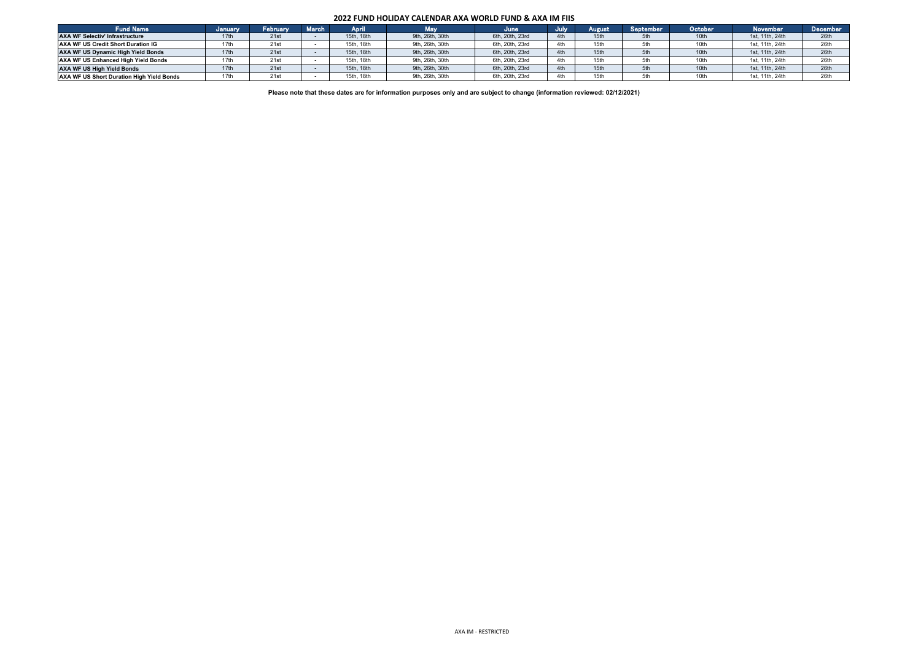# 2022 FUND HOLIDAY CALENDAR AXA WORLD FUND & AXA IM FIIS

| Fund Name | January | February | March | April | May | June | July | August | September | October | November | December |
|---|---|---|---|---|---|---|---|---|---|---|---|---|
| **AXA WF Selectiv' Infrastructure** | 17th | 21st | - | 15th, 18th | 9th, 26th, 30th | 6th, 20th, 23rd | 4th | 15th | 5th | 10th | 1st, 11th, 24th | 26th |
| **AXA WF US Credit Short Duration IG** | 17th | 21st | - | 15th, 18th | 9th, 26th, 30th | 6th, 20th, 23rd | 4th | 15th | 5th | 10th | 1st, 11th, 24th | 26th |
| **AXA WF US Dynamic High Yield Bonds** | 17th | 21st | - | 15th, 18th | 9th, 26th, 30th | 6th, 20th, 23rd | 4th | 15th | 5th | 10th | 1st, 11th, 24th | 26th |
| **AXA WF US Enhanced High Yield Bonds** | 17th | 21st | - | 15th, 18th | 9th, 26th, 30th | 6th, 20th, 23rd | 4th | 15th | 5th | 10th | 1st, 11th, 24th | 26th |
| **AXA WF US High Yield Bonds** | 17th | 21st | - | 15th, 18th | 9th, 26th, 30th | 6th, 20th, 23rd | 4th | 15th | 5th | 10th | 1st, 11th, 24th | 26th |
| **AXA WF US Short Duration High Yield Bonds** | 17th | 21st | - | 15th, 18th | 9th, 26th, 30th | 6th, 20th, 23rd | 4th | 15th | 5th | 10th | 1st, 11th, 24th | 26th |

**Please note that these dates are for information purposes only and are subject to change (information reviewed: 02/12/2021)**

AXA IM - RESTRICTED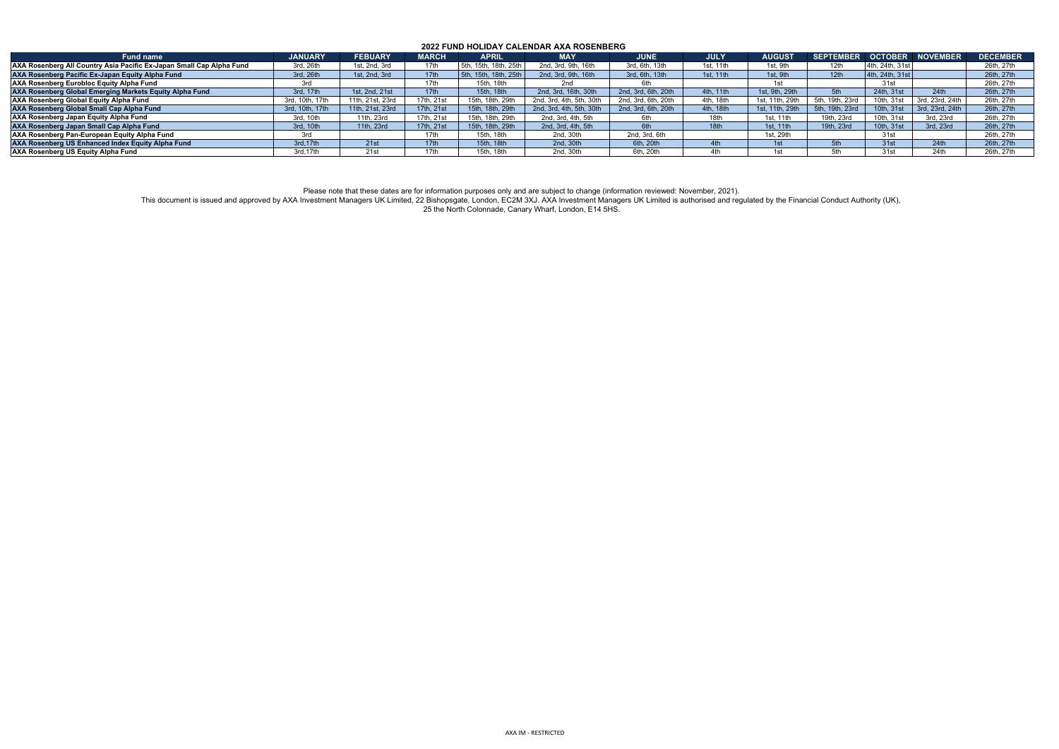## 2022 FUND HOLIDAY CALENDAR AXA ROSENBERG

| Fund name | JANUARY | FEBUARY | MARCH | APRIL | MAY | JUNE | JULY | AUGUST | SEPTEMBER | OCTOBER | NOVEMBER | DECEMBER |
|---|---|---|---|---|---|---|---|---|---|---|---|---|
| AXA Rosenberg All Country Asia Pacific Ex-Japan Small Cap Alpha Fund | 3rd, 26th | 1st, 2nd, 3rd | 17th | 5th, 15th, 18th, 25th | 2nd, 3rd, 9th, 16th | 3rd, 6th, 13th | 1st, 11th | 1st, 9th | 12th | 4th, 24th, 31st | | 26th, 27th |
| AXA Rosenberg Pacific Ex-Japan Equity Alpha Fund | 3rd, 26th | 1st, 2nd, 3rd | 17th | 5th, 15th, 18th, 25th | 2nd, 3rd, 9th, 16th | 3rd, 6th, 13th | 1st, 11th | 1st, 9th | 12th | 4th, 24th, 31st | | 26th, 27th |
| AXA Rosenberg Eurobloc Equity Alpha Fund | 3rd | | 17th | 15th, 18th | 2nd | 6th | | 1st | | 31st | | 26th, 27th |
| AXA Rosenberg Global Emerging Markets Equity Alpha Fund | 3rd, 17th | 1st, 2nd, 21st | 17th | 15th, 18th | 2nd, 3rd, 16th, 30th | 2nd, 3rd, 6th, 20th | 4th, 11th | 1st, 9th, 29th | 5th | 24th, 31st | 24th | 26th, 27th |
| AXA Rosenberg Global Equity Alpha Fund | 3rd, 10th, 17th | 11th, 21st, 23rd | 17th, 21st | 15th, 18th, 29th | 2nd, 3rd, 4th, 5th, 30th | 2nd, 3rd, 6th, 20th | 4th, 18th | 1st, 11th, 29th | 5th, 19th, 23rd | 10th, 31st | 3rd, 23rd, 24th | 26th, 27th |
| AXA Rosenberg Global Small Cap Alpha Fund | 3rd, 10th, 17th | 11th, 21st, 23rd | 17th, 21st | 15th, 18th, 29th | 2nd, 3rd, 4th, 5th, 30th | 2nd, 3rd, 6th, 20th | 4th, 18th | 1st, 11th, 29th | 5th, 19th, 23rd | 10th, 31st | 3rd, 23rd, 24th | 26th, 27th |
| AXA Rosenberg Japan Equity Alpha Fund | 3rd, 10th | 11th, 23rd | 17th, 21st | 15th, 18th, 29th | 2nd, 3rd, 4th, 5th | 6th | 18th | 1st, 11th | 19th, 23rd | 10th, 31st | 3rd, 23rd | 26th, 27th |
| AXA Rosenberg Japan Small Cap Alpha Fund | 3rd, 10th | 11th, 23rd | 17th, 21st | 15th, 18th, 29th | 2nd, 3rd, 4th, 5th | 6th | 18th | 1st, 11th | 19th, 23rd | 10th, 31st | 3rd, 23rd | 26th, 27th |
| AXA Rosenberg Pan-European Equity Alpha Fund | 3rd | | 17th | 15th, 18th | 2nd, 30th | 2nd, 3rd, 6th | | 1st, 29th | | 31st | | 26th, 27th |
| AXA Rosenberg US Enhanced Index Equity Alpha Fund | 3rd,17th | 21st | 17th | 15th, 18th | 2nd, 30th | 6th, 20th | 4th | 1st | 5th | 31st | 24th | 26th, 27th |
| AXA Rosenberg US Equity Alpha Fund | 3rd,17th | 21st | 17th | 15th, 18th | 2nd, 30th | 6th, 20th | 4th | 1st | 5th | 31st | 24th | 26th, 27th |

Please note that these dates are for information purposes only and are subject to change (information reviewed: November, 2021).

This document is issued and approved by AXA Investment Managers UK Limited, 22 Bishopsgate, London, EC2M 3XJ. AXA Investment Managers UK Limited is authorised and regulated by the Financial Conduct Authority (UK), 25 the North Colonnade, Canary Wharf, London, E14 5HS.

AXA IM - RESTRICTED